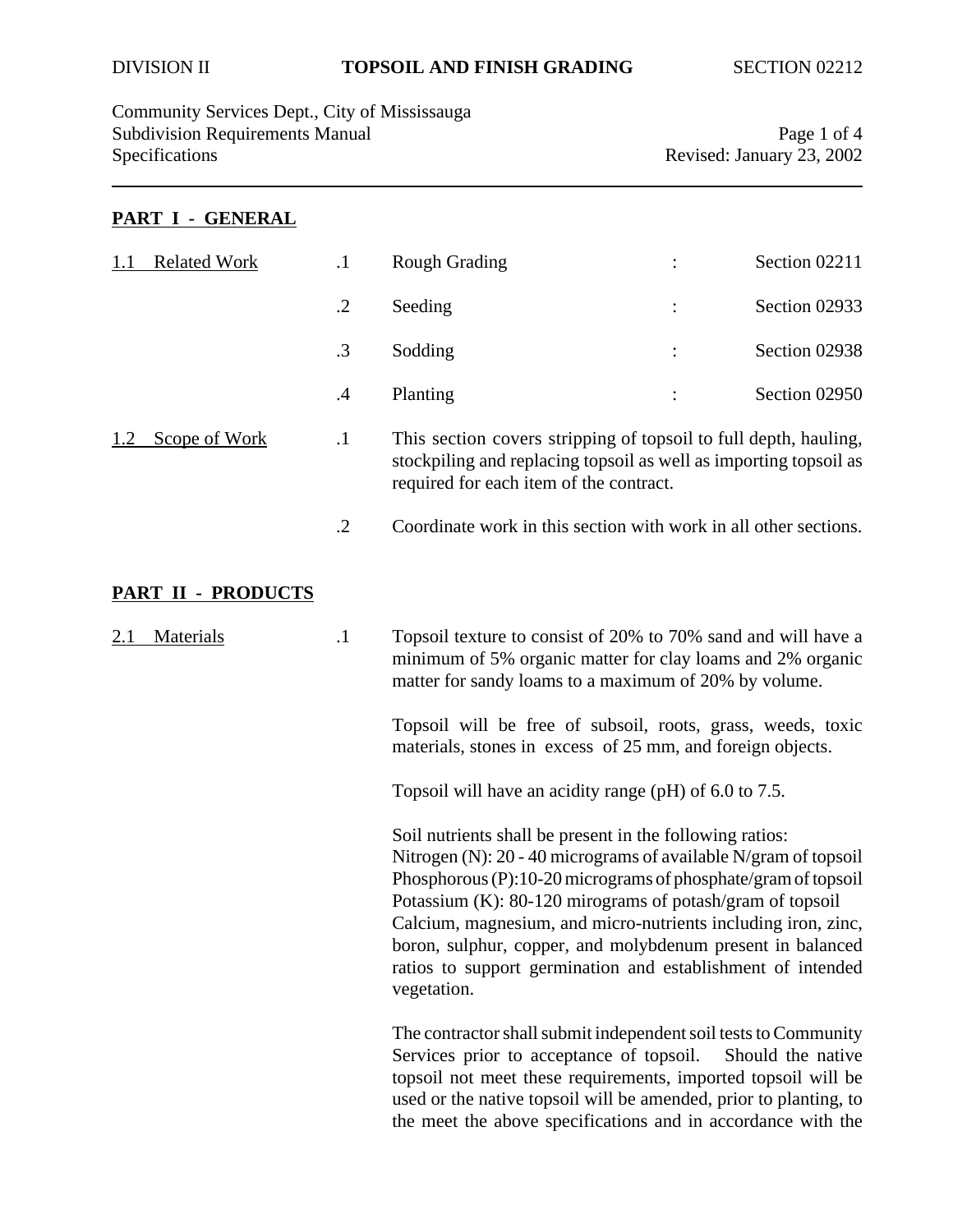DIVISION II **TOPSOIL AND FINISH GRADING** SECTION 02212

Community Services Dept., City of Mississauga
Subdivision Requirements Manual
Specifications
Revised: January 23, 2002

## PART I - GENERAL

**1.1 Related Work**

| | | | |
|---|---|---|---|
| .1 | Rough Grading | : | Section 02211 |
| .2 | Seeding | : | Section 02933 |
| .3 | Sodding | : | Section 02938 |
| .4 | Planting | : | Section 02950 |

**1.2 Scope of Work**

.1 This section covers stripping of topsoil to full depth, hauling, stockpiling and replacing topsoil as well as importing topsoil as required for each item of the contract.

.2 Coordinate work in this section with work in all other sections.

## PART II - PRODUCTS

**2.1 Materials**

.1 Topsoil texture to consist of 20% to 70% sand and will have a minimum of 5% organic matter for clay loams and 2% organic matter for sandy loams to a maximum of 20% by volume.

Topsoil will be free of subsoil, roots, grass, weeds, toxic materials, stones in excess of 25 mm, and foreign objects.

Topsoil will have an acidity range (pH) of 6.0 to 7.5.

Soil nutrients shall be present in the following ratios:
Nitrogen (N): 20 - 40 micrograms of available N/gram of topsoil
Phosphorous (P):10-20 micrograms of phosphate/gram of topsoil
Potassium (K): 80-120 mirograms of potash/gram of topsoil
Calcium, magnesium, and micro-nutrients including iron, zinc, boron, sulphur, copper, and molybdenum present in balanced ratios to support germination and establishment of intended vegetation.

The contractor shall submit independent soil tests to Community Services prior to acceptance of topsoil. Should the native topsoil not meet these requirements, imported topsoil will be used or the native topsoil will be amended, prior to planting, to the meet the above specifications and in accordance with the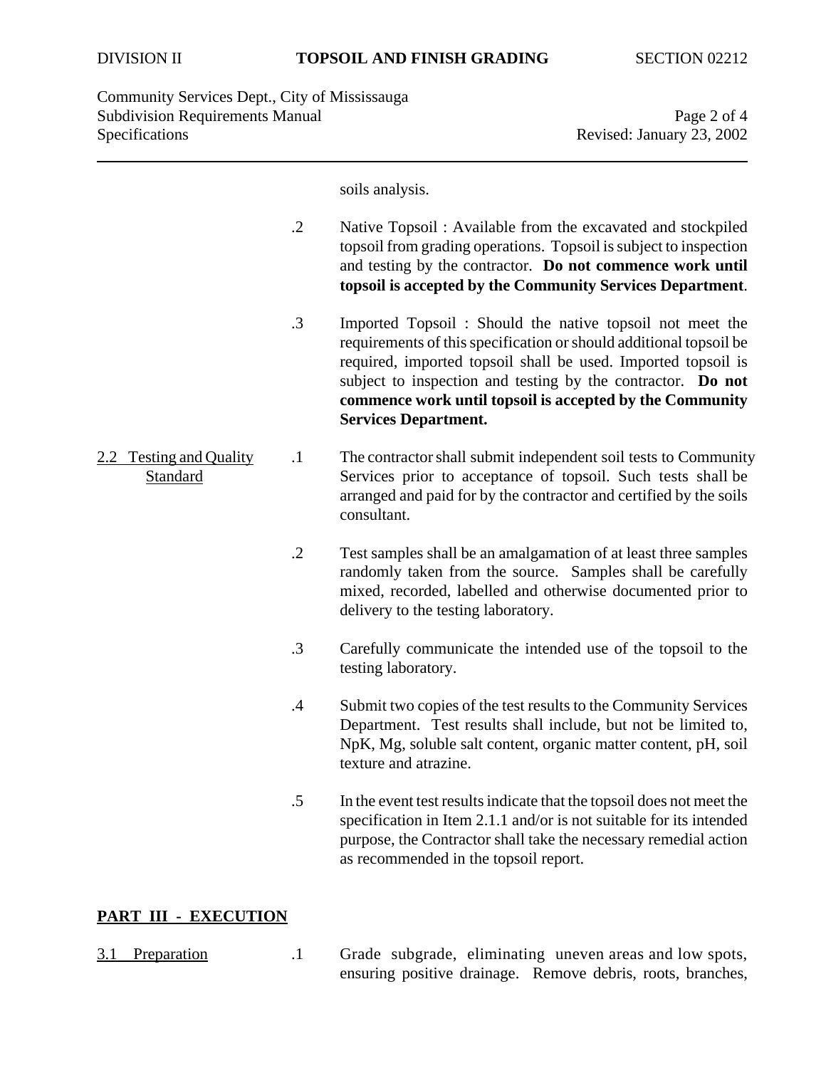soils analysis.

.2 Native Topsoil : Available from the excavated and stockpiled topsoil from grading operations. Topsoil is subject to inspection and testing by the contractor. **Do not commence work until topsoil is accepted by the Community Services Department**.

.3 Imported Topsoil : Should the native topsoil not meet the requirements of this specification or should additional topsoil be required, imported topsoil shall be used. Imported topsoil is subject to inspection and testing by the contractor. **Do not commence work until topsoil is accepted by the Community Services Department.**

2.2 Testing and Quality Standard

.1 The contractor shall submit independent soil tests to Community Services prior to acceptance of topsoil. Such tests shall be arranged and paid for by the contractor and certified by the soils consultant.

.2 Test samples shall be an amalgamation of at least three samples randomly taken from the source. Samples shall be carefully mixed, recorded, labelled and otherwise documented prior to delivery to the testing laboratory.

.3 Carefully communicate the intended use of the topsoil to the testing laboratory.

.4 Submit two copies of the test results to the Community Services Department. Test results shall include, but not be limited to, NpK, Mg, soluble salt content, organic matter content, pH, soil texture and atrazine.

.5 In the event test results indicate that the topsoil does not meet the specification in Item 2.1.1 and/or is not suitable for its intended purpose, the Contractor shall take the necessary remedial action as recommended in the topsoil report.

## PART III - EXECUTION

3.1 Preparation

.1 Grade subgrade, eliminating uneven areas and low spots, ensuring positive drainage. Remove debris, roots, branches,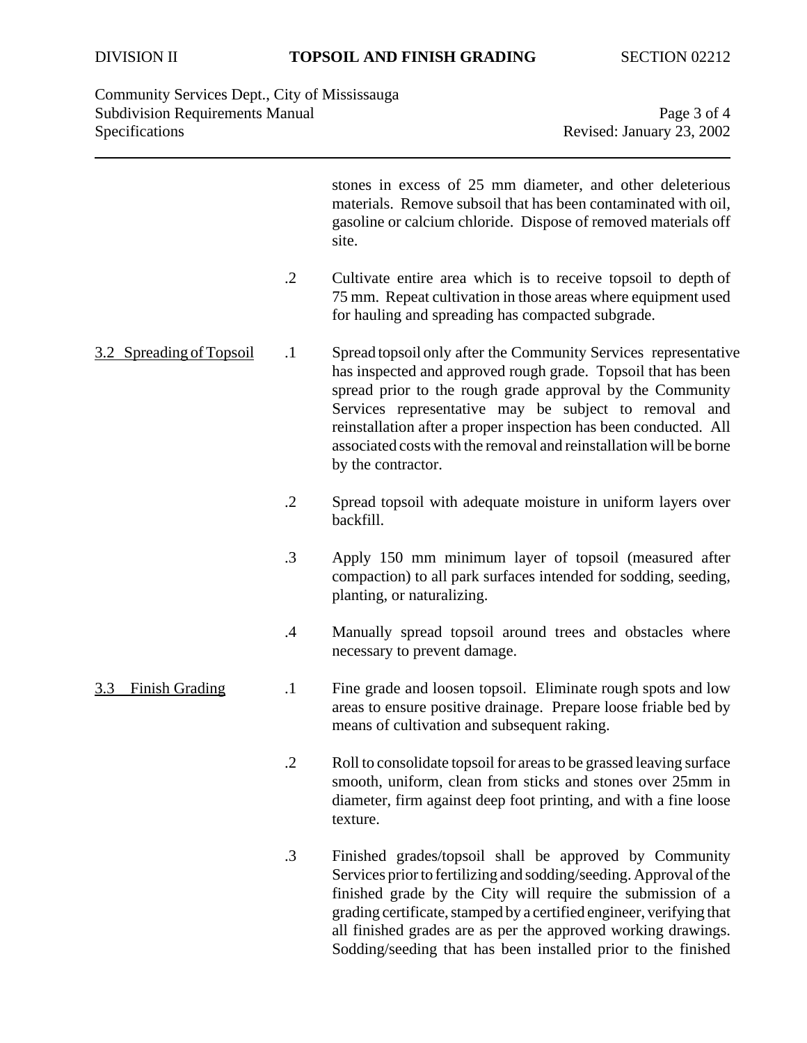stones in excess of 25 mm diameter, and other deleterious materials. Remove subsoil that has been contaminated with oil, gasoline or calcium chloride. Dispose of removed materials off site.

.2 Cultivate entire area which is to receive topsoil to depth of 75 mm. Repeat cultivation in those areas where equipment used for hauling and spreading has compacted subgrade.

### 3.2 Spreading of Topsoil

.1 Spread topsoil only after the Community Services representative has inspected and approved rough grade. Topsoil that has been spread prior to the rough grade approval by the Community Services representative may be subject to removal and reinstallation after a proper inspection has been conducted. All associated costs with the removal and reinstallation will be borne by the contractor.

.2 Spread topsoil with adequate moisture in uniform layers over backfill.

.3 Apply 150 mm minimum layer of topsoil (measured after compaction) to all park surfaces intended for sodding, seeding, planting, or naturalizing.

.4 Manually spread topsoil around trees and obstacles where necessary to prevent damage.

### 3.3 Finish Grading

.1 Fine grade and loosen topsoil. Eliminate rough spots and low areas to ensure positive drainage. Prepare loose friable bed by means of cultivation and subsequent raking.

.2 Roll to consolidate topsoil for areas to be grassed leaving surface smooth, uniform, clean from sticks and stones over 25mm in diameter, firm against deep foot printing, and with a fine loose texture.

.3 Finished grades/topsoil shall be approved by Community Services prior to fertilizing and sodding/seeding. Approval of the finished grade by the City will require the submission of a grading certificate, stamped by a certified engineer, verifying that all finished grades are as per the approved working drawings. Sodding/seeding that has been installed prior to the finished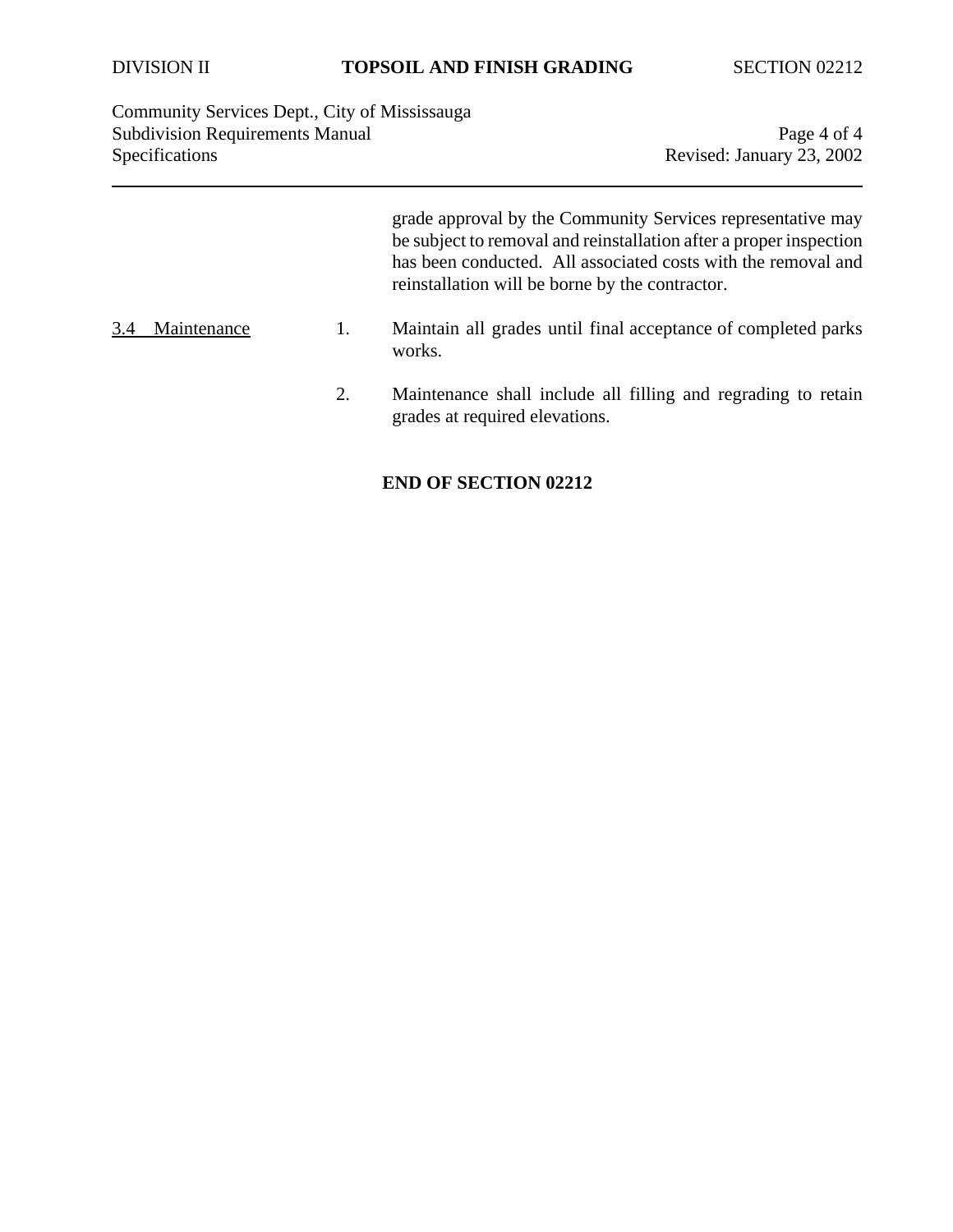grade approval by the Community Services representative may be subject to removal and reinstallation after a proper inspection has been conducted. All associated costs with the removal and reinstallation will be borne by the contractor.

### 3.4 Maintenance

1. Maintain all grades until final acceptance of completed parks works.
2. Maintenance shall include all filling and regrading to retain grades at required elevations.

**END OF SECTION 02212**